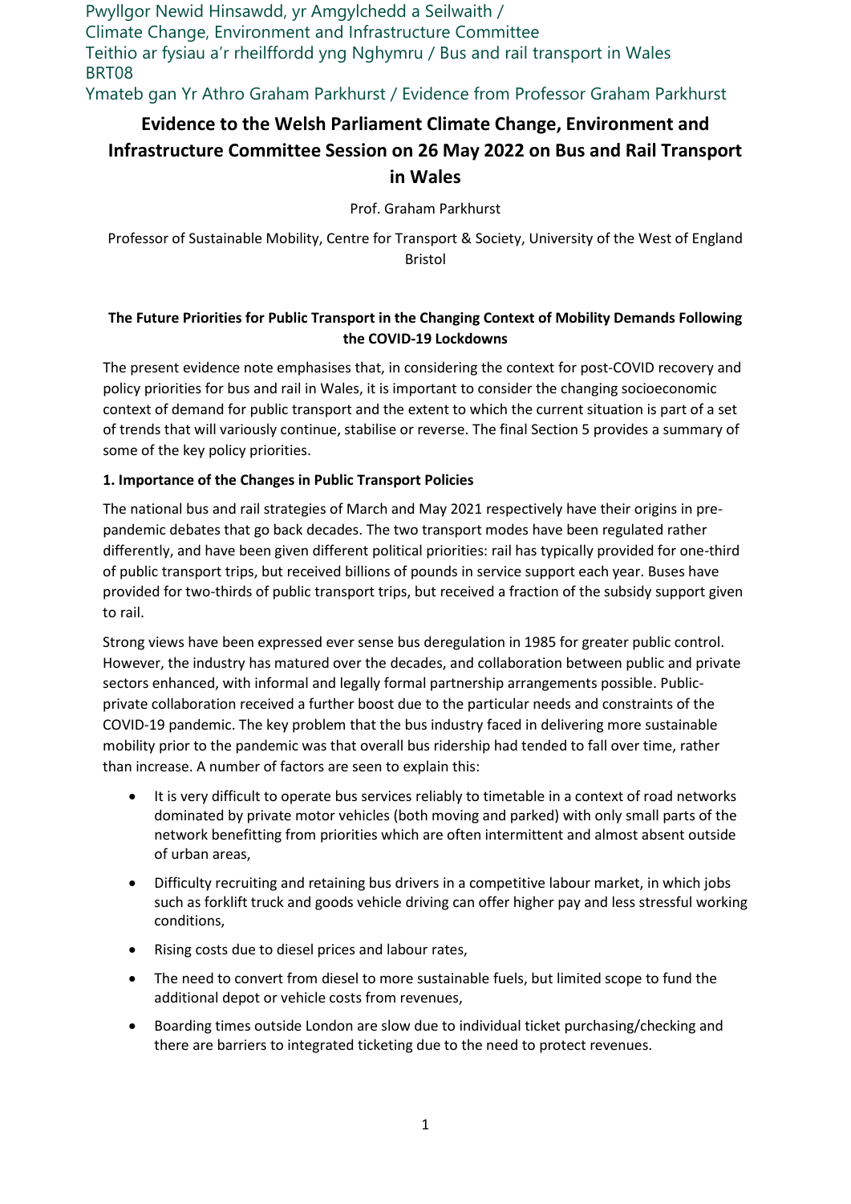Pwyllgor Newid Hinsawdd, yr Amgylchedd a Seilwaith /
Climate Change, Environment and Infrastructure Committee
Teithio ar fysiau a'r rheilffordd yng Nghymru / Bus and rail transport in Wales
BRT08
Ymateb gan Yr Athro Graham Parkhurst / Evidence from Professor Graham Parkhurst

# Evidence to the Welsh Parliament Climate Change, Environment and Infrastructure Committee Session on 26 May 2022 on Bus and Rail Transport in Wales

Prof. Graham Parkhurst

Professor of Sustainable Mobility, Centre for Transport & Society, University of the West of England Bristol

## The Future Priorities for Public Transport in the Changing Context of Mobility Demands Following the COVID-19 Lockdowns

The present evidence note emphasises that, in considering the context for post-COVID recovery and policy priorities for bus and rail in Wales, it is important to consider the changing socioeconomic context of demand for public transport and the extent to which the current situation is part of a set of trends that will variously continue, stabilise or reverse. The final Section 5 provides a summary of some of the key policy priorities.

### 1. Importance of the Changes in Public Transport Policies

The national bus and rail strategies of March and May 2021 respectively have their origins in pre-pandemic debates that go back decades. The two transport modes have been regulated rather differently, and have been given different political priorities: rail has typically provided for one-third of public transport trips, but received billions of pounds in service support each year. Buses have provided for two-thirds of public transport trips, but received a fraction of the subsidy support given to rail.

Strong views have been expressed ever sense bus deregulation in 1985 for greater public control. However, the industry has matured over the decades, and collaboration between public and private sectors enhanced, with informal and legally formal partnership arrangements possible. Public-private collaboration received a further boost due to the particular needs and constraints of the COVID-19 pandemic. The key problem that the bus industry faced in delivering more sustainable mobility prior to the pandemic was that overall bus ridership had tended to fall over time, rather than increase. A number of factors are seen to explain this:

- It is very difficult to operate bus services reliably to timetable in a context of road networks dominated by private motor vehicles (both moving and parked) with only small parts of the network benefitting from priorities which are often intermittent and almost absent outside of urban areas,
- Difficulty recruiting and retaining bus drivers in a competitive labour market, in which jobs such as forklift truck and goods vehicle driving can offer higher pay and less stressful working conditions,
- Rising costs due to diesel prices and labour rates,
- The need to convert from diesel to more sustainable fuels, but limited scope to fund the additional depot or vehicle costs from revenues,
- Boarding times outside London are slow due to individual ticket purchasing/checking and there are barriers to integrated ticketing due to the need to protect revenues.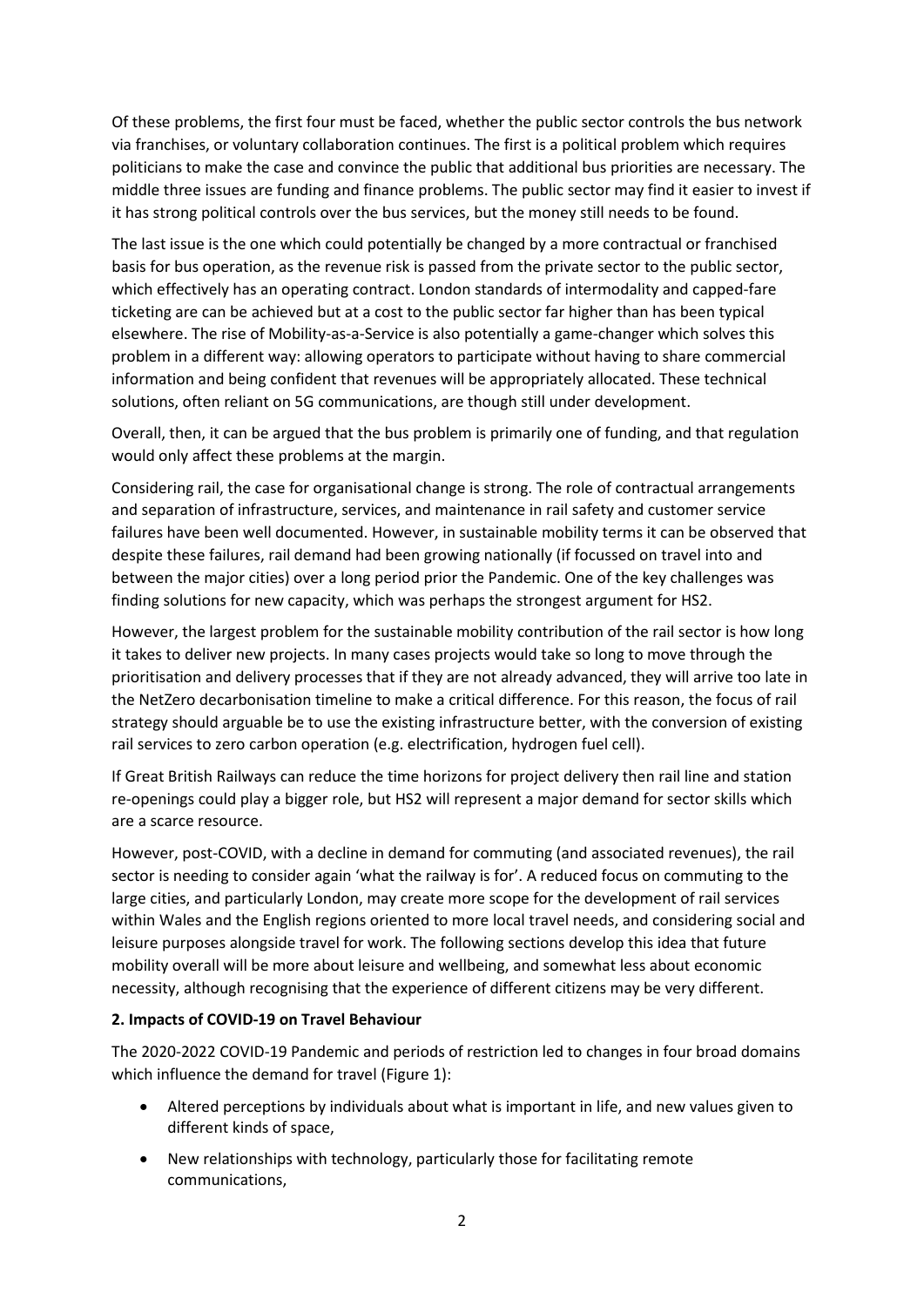Of these problems, the first four must be faced, whether the public sector controls the bus network via franchises, or voluntary collaboration continues. The first is a political problem which requires politicians to make the case and convince the public that additional bus priorities are necessary. The middle three issues are funding and finance problems. The public sector may find it easier to invest if it has strong political controls over the bus services, but the money still needs to be found.

The last issue is the one which could potentially be changed by a more contractual or franchised basis for bus operation, as the revenue risk is passed from the private sector to the public sector, which effectively has an operating contract. London standards of intermodality and capped-fare ticketing are can be achieved but at a cost to the public sector far higher than has been typical elsewhere. The rise of Mobility-as-a-Service is also potentially a game-changer which solves this problem in a different way: allowing operators to participate without having to share commercial information and being confident that revenues will be appropriately allocated. These technical solutions, often reliant on 5G communications, are though still under development.

Overall, then, it can be argued that the bus problem is primarily one of funding, and that regulation would only affect these problems at the margin.

Considering rail, the case for organisational change is strong. The role of contractual arrangements and separation of infrastructure, services, and maintenance in rail safety and customer service failures have been well documented. However, in sustainable mobility terms it can be observed that despite these failures, rail demand had been growing nationally (if focussed on travel into and between the major cities) over a long period prior the Pandemic. One of the key challenges was finding solutions for new capacity, which was perhaps the strongest argument for HS2.

However, the largest problem for the sustainable mobility contribution of the rail sector is how long it takes to deliver new projects. In many cases projects would take so long to move through the prioritisation and delivery processes that if they are not already advanced, they will arrive too late in the NetZero decarbonisation timeline to make a critical difference. For this reason, the focus of rail strategy should arguable be to use the existing infrastructure better, with the conversion of existing rail services to zero carbon operation (e.g. electrification, hydrogen fuel cell).

If Great British Railways can reduce the time horizons for project delivery then rail line and station re-openings could play a bigger role, but HS2 will represent a major demand for sector skills which are a scarce resource.

However, post-COVID, with a decline in demand for commuting (and associated revenues), the rail sector is needing to consider again 'what the railway is for'. A reduced focus on commuting to the large cities, and particularly London, may create more scope for the development of rail services within Wales and the English regions oriented to more local travel needs, and considering social and leisure purposes alongside travel for work. The following sections develop this idea that future mobility overall will be more about leisure and wellbeing, and somewhat less about economic necessity, although recognising that the experience of different citizens may be very different.

## 2. Impacts of COVID-19 on Travel Behaviour

The 2020-2022 COVID-19 Pandemic and periods of restriction led to changes in four broad domains which influence the demand for travel (Figure 1):

- Altered perceptions by individuals about what is important in life, and new values given to different kinds of space,
- New relationships with technology, particularly those for facilitating remote communications,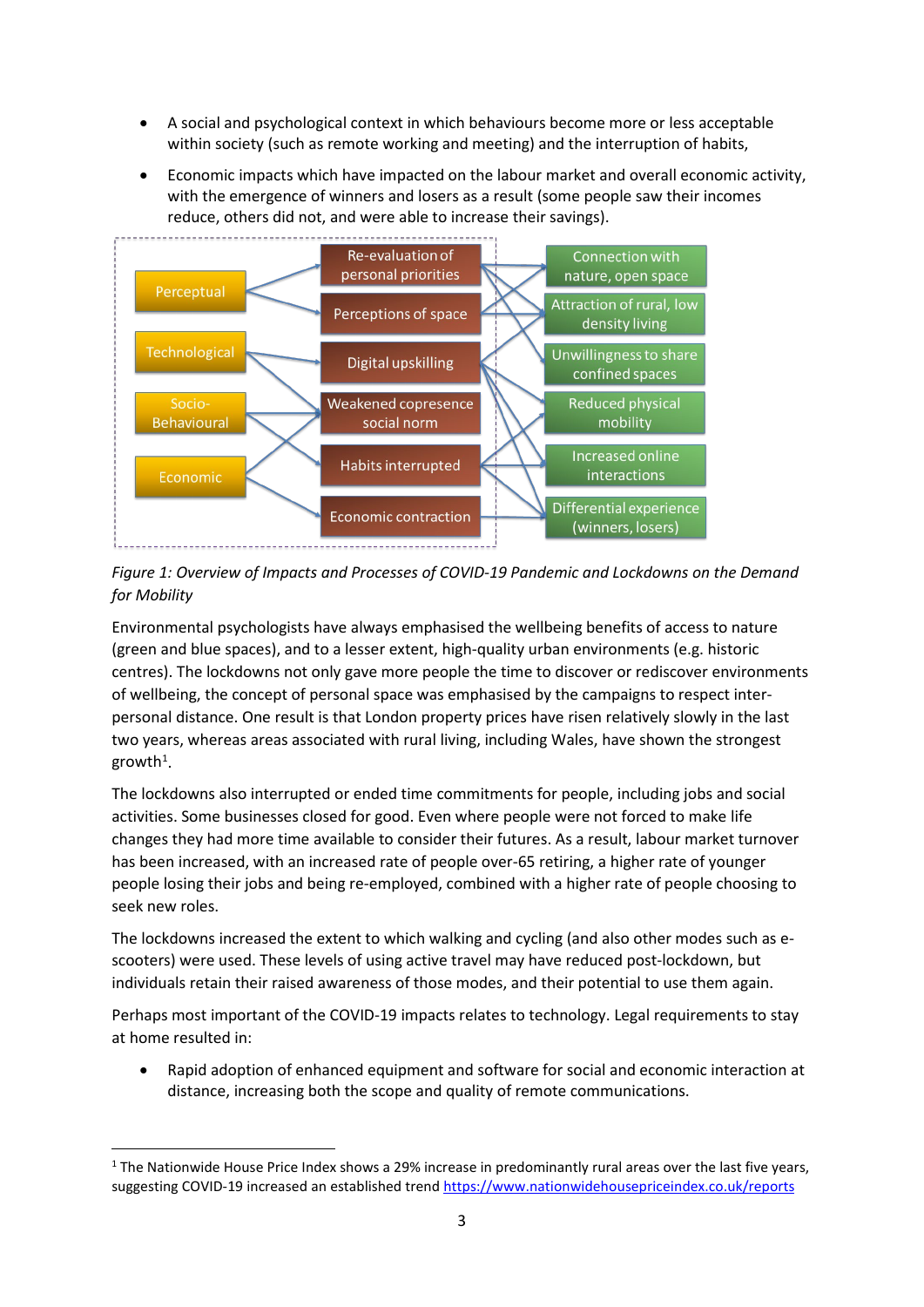- A social and psychological context in which behaviours become more or less acceptable within society (such as remote working and meeting) and the interruption of habits,
- Economic impacts which have impacted on the labour market and overall economic activity, with the emergence of winners and losers as a result (some people saw their incomes reduce, others did not, and were able to increase their savings).

*Figure 1: Overview of Impacts and Processes of COVID-19 Pandemic and Lockdowns on the Demand for Mobility*

Environmental psychologists have always emphasised the wellbeing benefits of access to nature (green and blue spaces), and to a lesser extent, high-quality urban environments (e.g. historic centres). The lockdowns not only gave more people the time to discover or rediscover environments of wellbeing, the concept of personal space was emphasised by the campaigns to respect inter-personal distance. One result is that London property prices have risen relatively slowly in the last two years, whereas areas associated with rural living, including Wales, have shown the strongest growth[1].

The lockdowns also interrupted or ended time commitments for people, including jobs and social activities. Some businesses closed for good. Even where people were not forced to make life changes they had more time available to consider their futures. As a result, labour market turnover has been increased, with an increased rate of people over-65 retiring, a higher rate of younger people losing their jobs and being re-employed, combined with a higher rate of people choosing to seek new roles.

The lockdowns increased the extent to which walking and cycling (and also other modes such as e-scooters) were used. These levels of using active travel may have reduced post-lockdown, but individuals retain their raised awareness of those modes, and their potential to use them again.

Perhaps most important of the COVID-19 impacts relates to technology. Legal requirements to stay at home resulted in:

- Rapid adoption of enhanced equipment and software for social and economic interaction at distance, increasing both the scope and quality of remote communications.

[1] The Nationwide House Price Index shows a 29% increase in predominantly rural areas over the last five years, suggesting COVID-19 increased an established trend https://www.nationwidehousepriceindex.co.uk/reports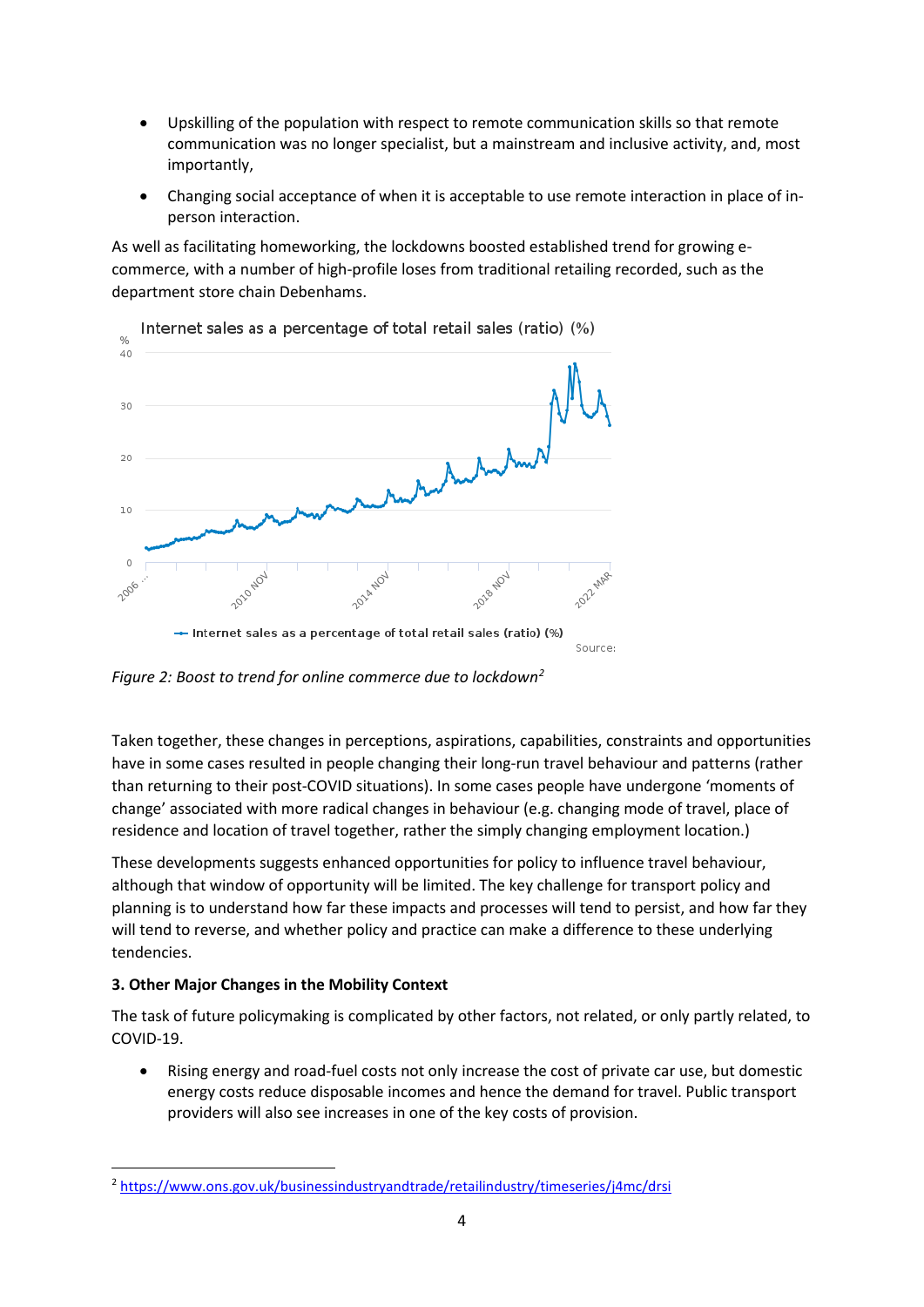- Upskilling of the population with respect to remote communication skills so that remote communication was no longer specialist, but a mainstream and inclusive activity, and, most importantly,
- Changing social acceptance of when it is acceptable to use remote interaction in place of in-person interaction.

As well as facilitating homeworking, the lockdowns boosted established trend for growing e-commerce, with a number of high-profile loses from traditional retailing recorded, such as the department store chain Debenhams.

*Figure 2: Boost to trend for online commerce due to lockdown*[2]

Taken together, these changes in perceptions, aspirations, capabilities, constraints and opportunities have in some cases resulted in people changing their long-run travel behaviour and patterns (rather than returning to their post-COVID situations). In some cases people have undergone 'moments of change' associated with more radical changes in behaviour (e.g. changing mode of travel, place of residence and location of travel together, rather the simply changing employment location.)

These developments suggests enhanced opportunities for policy to influence travel behaviour, although that window of opportunity will be limited. The key challenge for transport policy and planning is to understand how far these impacts and processes will tend to persist, and how far they will tend to reverse, and whether policy and practice can make a difference to these underlying tendencies.

**3. Other Major Changes in the Mobility Context**

The task of future policymaking is complicated by other factors, not related, or only partly related, to COVID-19.

- Rising energy and road-fuel costs not only increase the cost of private car use, but domestic energy costs reduce disposable incomes and hence the demand for travel. Public transport providers will also see increases in one of the key costs of provision.

[2] https://www.ons.gov.uk/businessindustryandtrade/retailindustry/timeseries/j4mc/drsi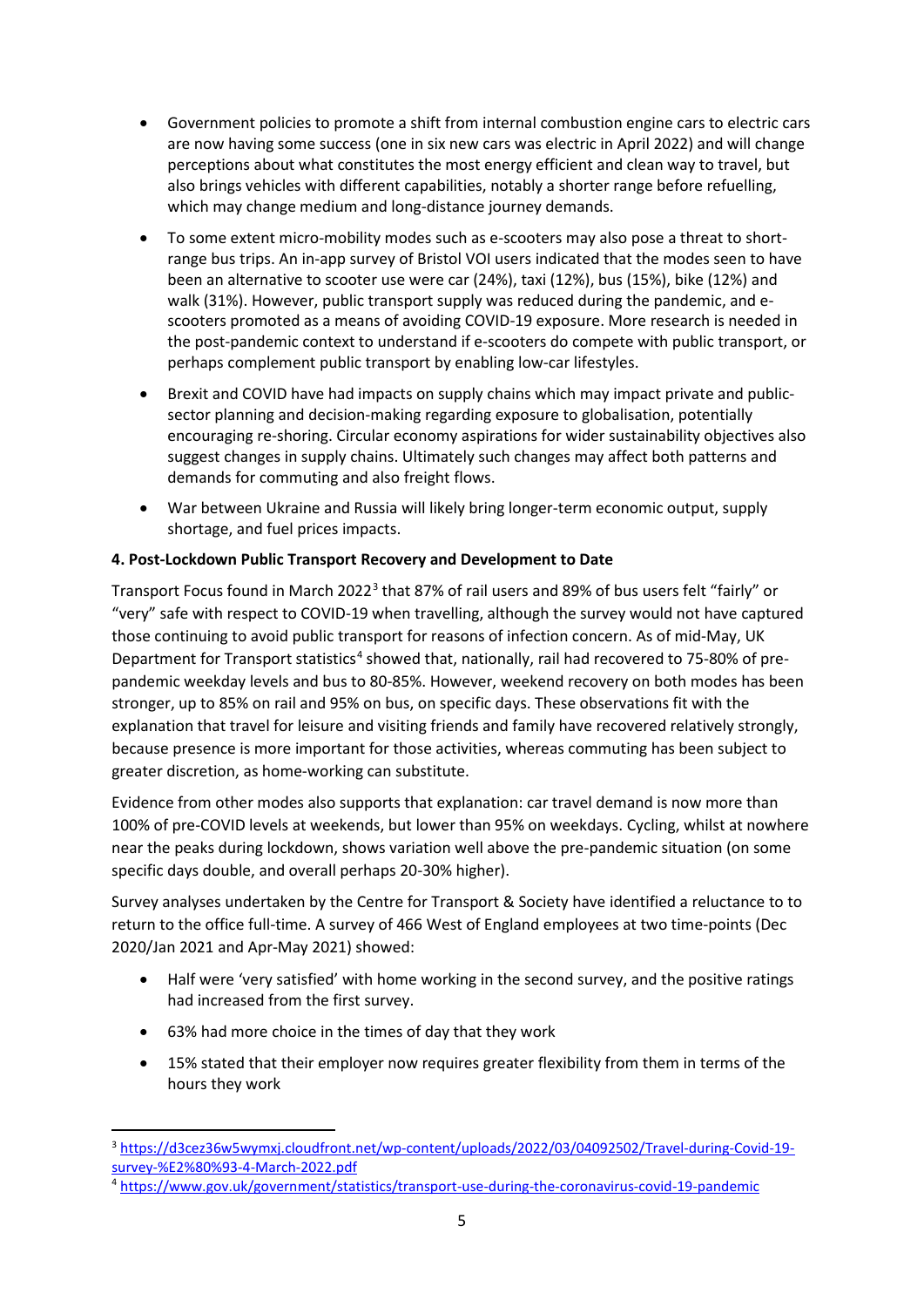- Government policies to promote a shift from internal combustion engine cars to electric cars are now having some success (one in six new cars was electric in April 2022) and will change perceptions about what constitutes the most energy efficient and clean way to travel, but also brings vehicles with different capabilities, notably a shorter range before refuelling, which may change medium and long-distance journey demands.
- To some extent micro-mobility modes such as e-scooters may also pose a threat to short-range bus trips. An in-app survey of Bristol VOI users indicated that the modes seen to have been an alternative to scooter use were car (24%), taxi (12%), bus (15%), bike (12%) and walk (31%). However, public transport supply was reduced during the pandemic, and e-scooters promoted as a means of avoiding COVID-19 exposure. More research is needed in the post-pandemic context to understand if e-scooters do compete with public transport, or perhaps complement public transport by enabling low-car lifestyles.
- Brexit and COVID have had impacts on supply chains which may impact private and public-sector planning and decision-making regarding exposure to globalisation, potentially encouraging re-shoring. Circular economy aspirations for wider sustainability objectives also suggest changes in supply chains. Ultimately such changes may affect both patterns and demands for commuting and also freight flows.
- War between Ukraine and Russia will likely bring longer-term economic output, supply shortage, and fuel prices impacts.

**4. Post-Lockdown Public Transport Recovery and Development to Date**

Transport Focus found in March 2022[3] that 87% of rail users and 89% of bus users felt "fairly" or "very" safe with respect to COVID-19 when travelling, although the survey would not have captured those continuing to avoid public transport for reasons of infection concern. As of mid-May, UK Department for Transport statistics[4] showed that, nationally, rail had recovered to 75-80% of pre-pandemic weekday levels and bus to 80-85%. However, weekend recovery on both modes has been stronger, up to 85% on rail and 95% on bus, on specific days. These observations fit with the explanation that travel for leisure and visiting friends and family have recovered relatively strongly, because presence is more important for those activities, whereas commuting has been subject to greater discretion, as home-working can substitute.

Evidence from other modes also supports that explanation: car travel demand is now more than 100% of pre-COVID levels at weekends, but lower than 95% on weekdays. Cycling, whilst at nowhere near the peaks during lockdown, shows variation well above the pre-pandemic situation (on some specific days double, and overall perhaps 20-30% higher).

Survey analyses undertaken by the Centre for Transport & Society have identified a reluctance to to return to the office full-time. A survey of 466 West of England employees at two time-points (Dec 2020/Jan 2021 and Apr-May 2021) showed:

- Half were 'very satisfied' with home working in the second survey, and the positive ratings had increased from the first survey.
- 63% had more choice in the times of day that they work
- 15% stated that their employer now requires greater flexibility from them in terms of the hours they work

[3] https://d3cez36w5wymxj.cloudfront.net/wp-content/uploads/2022/03/04092502/Travel-during-Covid-19-survey-%E2%80%93-4-March-2022.pdf

[4] https://www.gov.uk/government/statistics/transport-use-during-the-coronavirus-covid-19-pandemic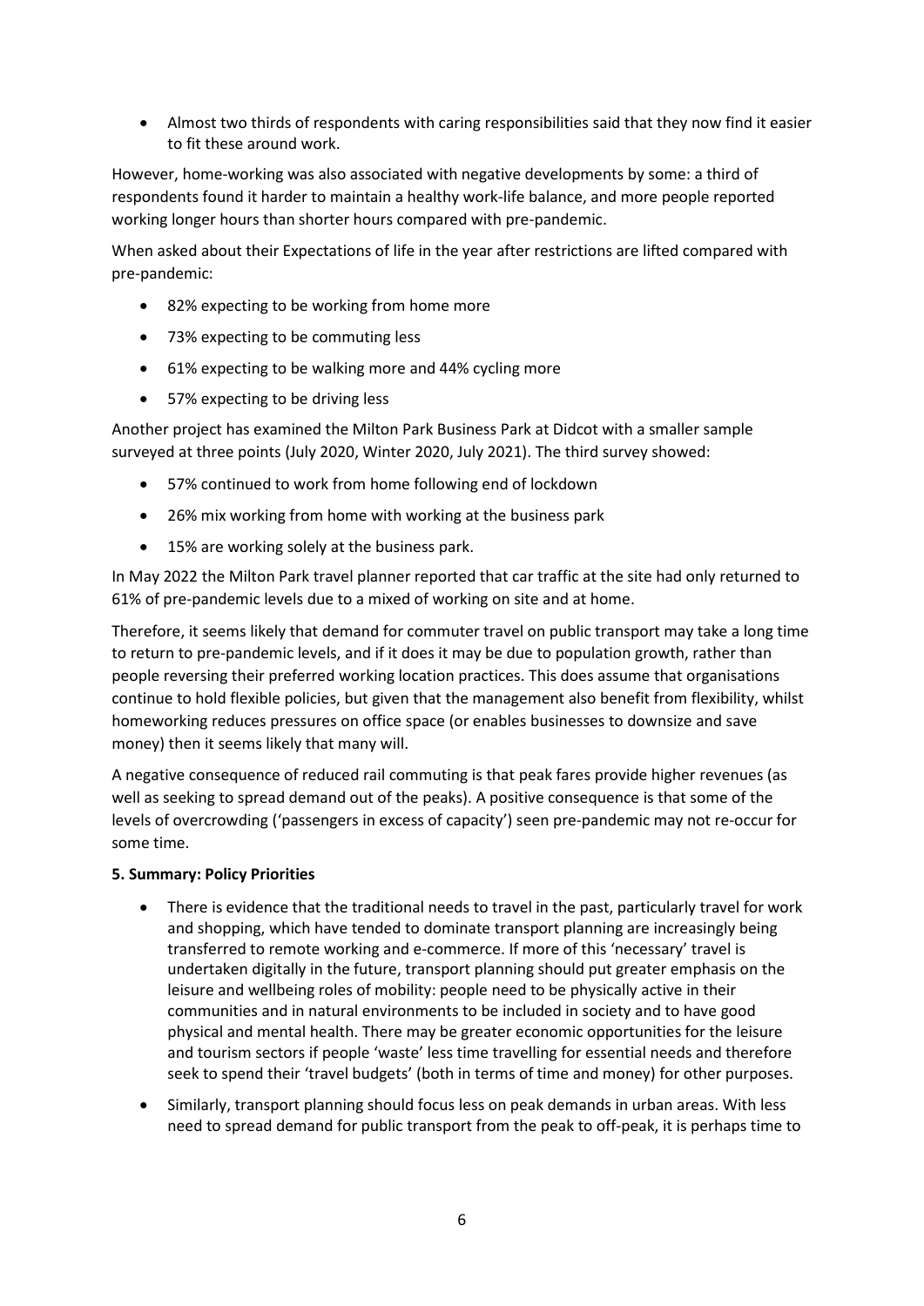- Almost two thirds of respondents with caring responsibilities said that they now find it easier to fit these around work.

However, home-working was also associated with negative developments by some: a third of respondents found it harder to maintain a healthy work-life balance, and more people reported working longer hours than shorter hours compared with pre-pandemic.

When asked about their Expectations of life in the year after restrictions are lifted compared with pre-pandemic:

- 82% expecting to be working from home more
- 73% expecting to be commuting less
- 61% expecting to be walking more and 44% cycling more
- 57% expecting to be driving less

Another project has examined the Milton Park Business Park at Didcot with a smaller sample surveyed at three points (July 2020, Winter 2020, July 2021). The third survey showed:

- 57% continued to work from home following end of lockdown
- 26% mix working from home with working at the business park
- 15% are working solely at the business park.

In May 2022 the Milton Park travel planner reported that car traffic at the site had only returned to 61% of pre-pandemic levels due to a mixed of working on site and at home.

Therefore, it seems likely that demand for commuter travel on public transport may take a long time to return to pre-pandemic levels, and if it does it may be due to population growth, rather than people reversing their preferred working location practices. This does assume that organisations continue to hold flexible policies, but given that the management also benefit from flexibility, whilst homeworking reduces pressures on office space (or enables businesses to downsize and save money) then it seems likely that many will.

A negative consequence of reduced rail commuting is that peak fares provide higher revenues (as well as seeking to spread demand out of the peaks). A positive consequence is that some of the levels of overcrowding ('passengers in excess of capacity') seen pre-pandemic may not re-occur for some time.

**5. Summary: Policy Priorities**

- There is evidence that the traditional needs to travel in the past, particularly travel for work and shopping, which have tended to dominate transport planning are increasingly being transferred to remote working and e-commerce. If more of this 'necessary' travel is undertaken digitally in the future, transport planning should put greater emphasis on the leisure and wellbeing roles of mobility: people need to be physically active in their communities and in natural environments to be included in society and to have good physical and mental health. There may be greater economic opportunities for the leisure and tourism sectors if people 'waste' less time travelling for essential needs and therefore seek to spend their 'travel budgets' (both in terms of time and money) for other purposes.
- Similarly, transport planning should focus less on peak demands in urban areas. With less need to spread demand for public transport from the peak to off-peak, it is perhaps time to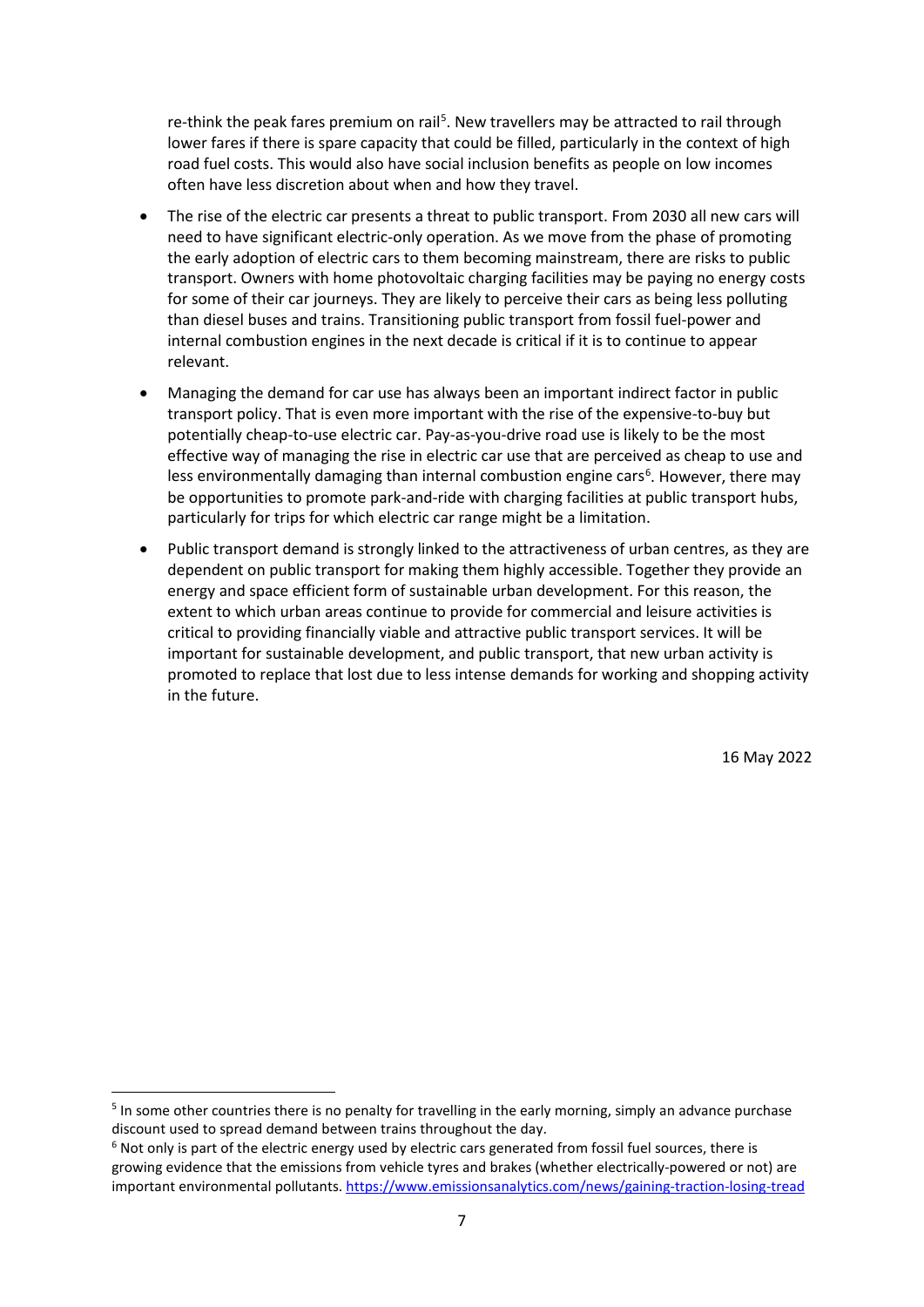re-think the peak fares premium on rail[5]. New travellers may be attracted to rail through lower fares if there is spare capacity that could be filled, particularly in the context of high road fuel costs. This would also have social inclusion benefits as people on low incomes often have less discretion about when and how they travel.

- The rise of the electric car presents a threat to public transport. From 2030 all new cars will need to have significant electric-only operation. As we move from the phase of promoting the early adoption of electric cars to them becoming mainstream, there are risks to public transport. Owners with home photovoltaic charging facilities may be paying no energy costs for some of their car journeys. They are likely to perceive their cars as being less polluting than diesel buses and trains. Transitioning public transport from fossil fuel-power and internal combustion engines in the next decade is critical if it is to continue to appear relevant.
- Managing the demand for car use has always been an important indirect factor in public transport policy. That is even more important with the rise of the expensive-to-buy but potentially cheap-to-use electric car. Pay-as-you-drive road use is likely to be the most effective way of managing the rise in electric car use that are perceived as cheap to use and less environmentally damaging than internal combustion engine cars[6]. However, there may be opportunities to promote park-and-ride with charging facilities at public transport hubs, particularly for trips for which electric car range might be a limitation.
- Public transport demand is strongly linked to the attractiveness of urban centres, as they are dependent on public transport for making them highly accessible. Together they provide an energy and space efficient form of sustainable urban development. For this reason, the extent to which urban areas continue to provide for commercial and leisure activities is critical to providing financially viable and attractive public transport services. It will be important for sustainable development, and public transport, that new urban activity is promoted to replace that lost due to less intense demands for working and shopping activity in the future.

16 May 2022

---

[5] In some other countries there is no penalty for travelling in the early morning, simply an advance purchase discount used to spread demand between trains throughout the day.

[6] Not only is part of the electric energy used by electric cars generated from fossil fuel sources, there is growing evidence that the emissions from vehicle tyres and brakes (whether electrically-powered or not) are important environmental pollutants. https://www.emissionsanalytics.com/news/gaining-traction-losing-tread